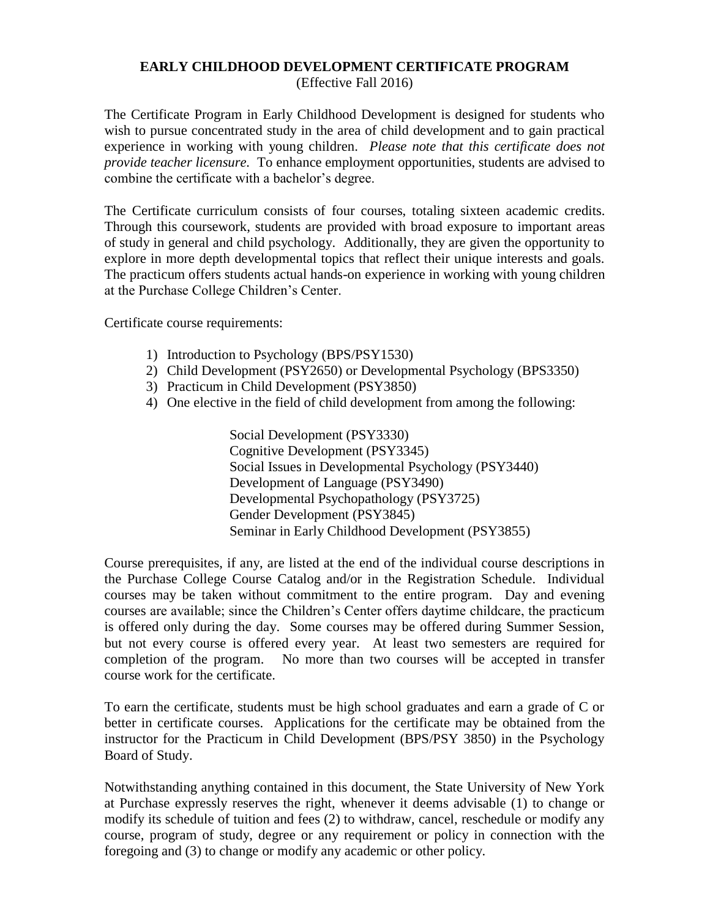# EARLY CHILDHOOD DEVELOPMENT CERTIFICATE PROGRAM

(Effective Fall 2016)

The Certificate Program in Early Childhood Development is designed for students who wish to pursue concentrated study in the area of child development and to gain practical experience in working with young children. *Please note that this certificate does not provide teacher licensure.* To enhance employment opportunities, students are advised to combine the certificate with a bachelor's degree.

The Certificate curriculum consists of four courses, totaling sixteen academic credits. Through this coursework, students are provided with broad exposure to important areas of study in general and child psychology. Additionally, they are given the opportunity to explore in more depth developmental topics that reflect their unique interests and goals. The practicum offers students actual hands-on experience in working with young children at the Purchase College Children's Center.

Certificate course requirements:

1) Introduction to Psychology (BPS/PSY1530)
2) Child Development (PSY2650) or Developmental Psychology (BPS3350)
3) Practicum in Child Development (PSY3850)
4) One elective in the field of child development from among the following:

   Social Development (PSY3330)
   Cognitive Development (PSY3345)
   Social Issues in Developmental Psychology (PSY3440)
   Development of Language (PSY3490)
   Developmental Psychopathology (PSY3725)
   Gender Development (PSY3845)
   Seminar in Early Childhood Development (PSY3855)

Course prerequisites, if any, are listed at the end of the individual course descriptions in the Purchase College Course Catalog and/or in the Registration Schedule. Individual courses may be taken without commitment to the entire program. Day and evening courses are available; since the Children's Center offers daytime childcare, the practicum is offered only during the day. Some courses may be offered during Summer Session, but not every course is offered every year. At least two semesters are required for completion of the program. No more than two courses will be accepted in transfer course work for the certificate.

To earn the certificate, students must be high school graduates and earn a grade of C or better in certificate courses. Applications for the certificate may be obtained from the instructor for the Practicum in Child Development (BPS/PSY 3850) in the Psychology Board of Study.

Notwithstanding anything contained in this document, the State University of New York at Purchase expressly reserves the right, whenever it deems advisable (1) to change or modify its schedule of tuition and fees (2) to withdraw, cancel, reschedule or modify any course, program of study, degree or any requirement or policy in connection with the foregoing and (3) to change or modify any academic or other policy.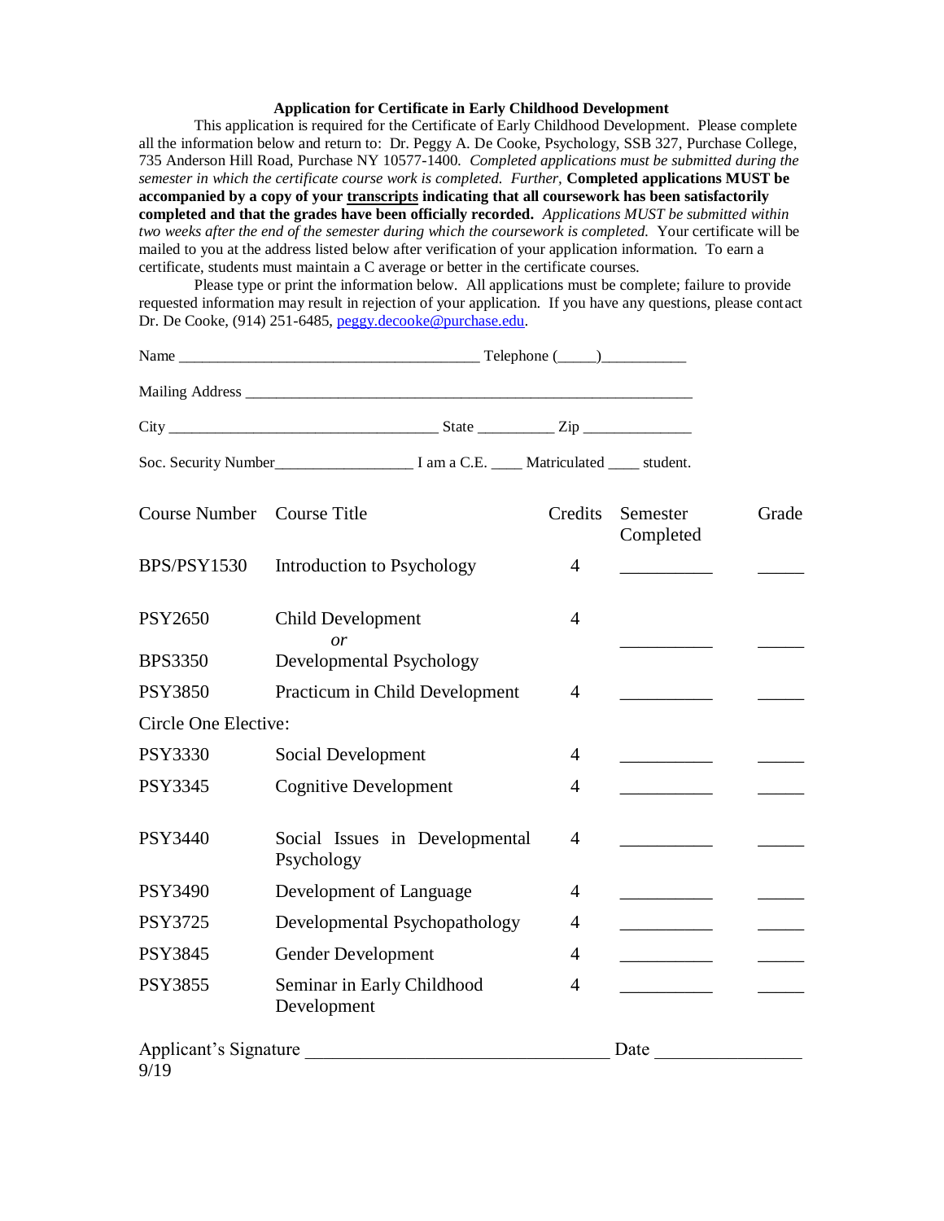**Application for Certificate in Early Childhood Development**

This application is required for the Certificate of Early Childhood Development. Please complete all the information below and return to: Dr. Peggy A. De Cooke, Psychology, SSB 327, Purchase College, 735 Anderson Hill Road, Purchase NY 10577-1400. *Completed applications must be submitted during the semester in which the certificate course work is completed. Further,* **Completed applications MUST be accompanied by a copy of your <u>transcripts</u> indicating that all coursework has been satisfactorily completed and that the grades have been officially recorded.** *Applications MUST be submitted within two weeks after the end of the semester during which the coursework is completed.* Your certificate will be mailed to you at the address listed below after verification of your application information. To earn a certificate, students must maintain a C average or better in the certificate courses.

Please type or print the information below. All applications must be complete; failure to provide requested information may result in rejection of your application. If you have any questions, please contact Dr. De Cooke, (914) 251-6485, peggy.decooke@purchase.edu.

Name ______________________________________ Telephone (_____)___________

Mailing Address ____________________________________________________________

City __________________________________ State __________ Zip ______________

Soc. Security Number__________________ I am a C.E. ____ Matriculated ____ student.

| Course Number | Course Title | Credits | Semester Completed | Grade |
|---|---|---|---|---|
| BPS/PSY1530 | Introduction to Psychology | 4 | __________ | _____ |
| PSY2650 | Child Development | 4 | | |
| | *or* | | __________ | _____ |
| BPS3350 | Developmental Psychology | | | |
| PSY3850 | Practicum in Child Development | 4 | __________ | _____ |
| Circle One Elective: | | | | |
| PSY3330 | Social Development | 4 | __________ | _____ |
| PSY3345 | Cognitive Development | 4 | __________ | _____ |
| PSY3440 | Social Issues in Developmental Psychology | 4 | __________ | _____ |
| PSY3490 | Development of Language | 4 | __________ | _____ |
| PSY3725 | Developmental Psychopathology | 4 | __________ | _____ |
| PSY3845 | Gender Development | 4 | __________ | _____ |
| PSY3855 | Seminar in Early Childhood Development | 4 | __________ | _____ |

Applicant's Signature ________________________________ Date _______________

9/19